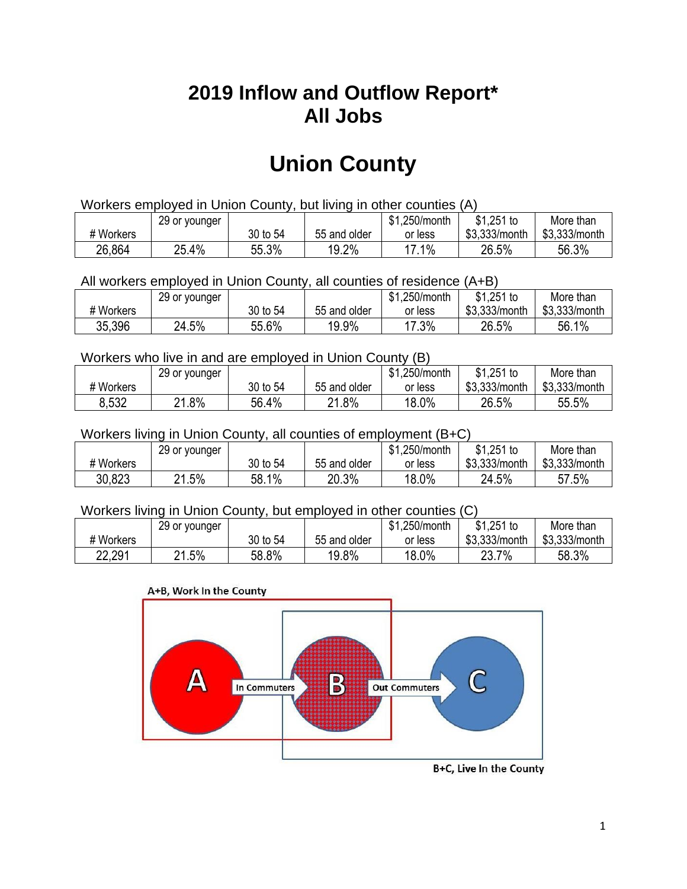# 2019 Inflow and Outflow Report*
# All Jobs

# Union County

Workers employed in Union County, but living in other counties (A)

| # Workers | 29 or younger | 30 to 54 | 55 and older | $1,250/month or less | $1,251 to $3,333/month | More than $3,333/month |
|---|---|---|---|---|---|---|
| 26,864 | 25.4% | 55.3% | 19.2% | 17.1% | 26.5% | 56.3% |

All workers employed in Union County, all counties of residence (A+B)

| # Workers | 29 or younger | 30 to 54 | 55 and older | $1,250/month or less | $1,251 to $3,333/month | More than $3,333/month |
|---|---|---|---|---|---|---|
| 35,396 | 24.5% | 55.6% | 19.9% | 17.3% | 26.5% | 56.1% |

Workers who live in and are employed in Union County (B)

| # Workers | 29 or younger | 30 to 54 | 55 and older | $1,250/month or less | $1,251 to $3,333/month | More than $3,333/month |
|---|---|---|---|---|---|---|
| 8,532 | 21.8% | 56.4% | 21.8% | 18.0% | 26.5% | 55.5% |

Workers living in Union County, all counties of employment (B+C)

| # Workers | 29 or younger | 30 to 54 | 55 and older | $1,250/month or less | $1,251 to $3,333/month | More than $3,333/month |
|---|---|---|---|---|---|---|
| 30,823 | 21.5% | 58.1% | 20.3% | 18.0% | 24.5% | 57.5% |

Workers living in Union County, but employed in other counties (C)

| # Workers | 29 or younger | 30 to 54 | 55 and older | $1,250/month or less | $1,251 to $3,333/month | More than $3,333/month |
|---|---|---|---|---|---|---|
| 22,291 | 21.5% | 58.8% | 19.8% | 18.0% | 23.7% | 58.3% |

A+B, Work In the County

A

In Commuters

B

Out Commuters

C

B+C, Live In the County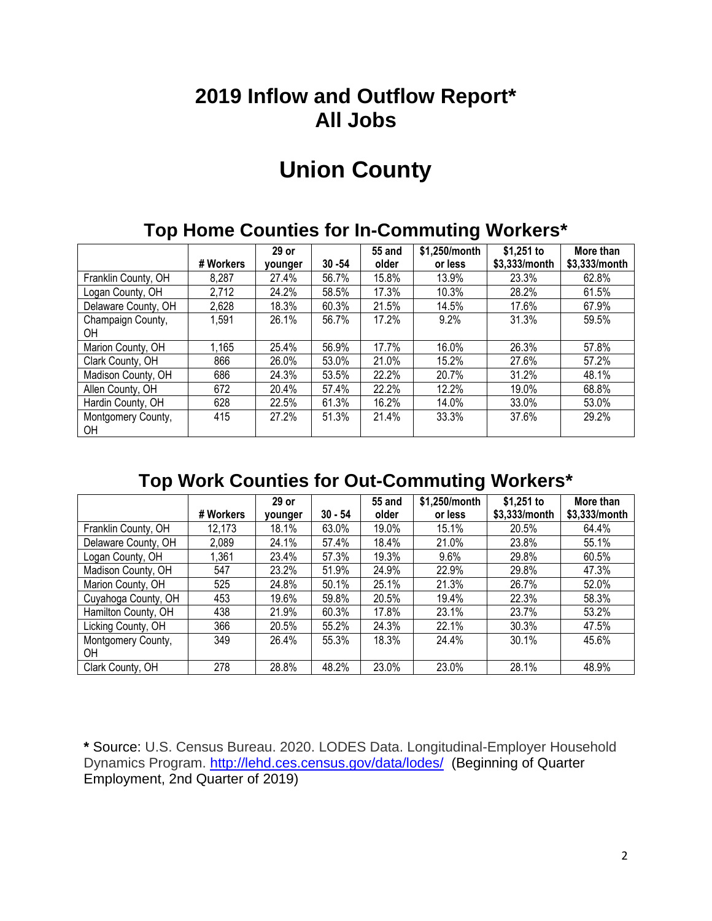# 2019 Inflow and Outflow Report*
# All Jobs

# Union County

## Top Home Counties for In-Commuting Workers*

| | # Workers | 29 or younger | 30 -54 | 55 and older | $1,250/month or less | $1,251 to $3,333/month | More than $3,333/month |
|---|---|---|---|---|---|---|---|
| Franklin County, OH | 8,287 | 27.4% | 56.7% | 15.8% | 13.9% | 23.3% | 62.8% |
| Logan County, OH | 2,712 | 24.2% | 58.5% | 17.3% | 10.3% | 28.2% | 61.5% |
| Delaware County, OH | 2,628 | 18.3% | 60.3% | 21.5% | 14.5% | 17.6% | 67.9% |
| Champaign County, OH | 1,591 | 26.1% | 56.7% | 17.2% | 9.2% | 31.3% | 59.5% |
| Marion County, OH | 1,165 | 25.4% | 56.9% | 17.7% | 16.0% | 26.3% | 57.8% |
| Clark County, OH | 866 | 26.0% | 53.0% | 21.0% | 15.2% | 27.6% | 57.2% |
| Madison County, OH | 686 | 24.3% | 53.5% | 22.2% | 20.7% | 31.2% | 48.1% |
| Allen County, OH | 672 | 20.4% | 57.4% | 22.2% | 12.2% | 19.0% | 68.8% |
| Hardin County, OH | 628 | 22.5% | 61.3% | 16.2% | 14.0% | 33.0% | 53.0% |
| Montgomery County, OH | 415 | 27.2% | 51.3% | 21.4% | 33.3% | 37.6% | 29.2% |

## Top Work Counties for Out-Commuting Workers*

| | # Workers | 29 or younger | 30 - 54 | 55 and older | $1,250/month or less | $1,251 to $3,333/month | More than $3,333/month |
|---|---|---|---|---|---|---|---|
| Franklin County, OH | 12,173 | 18.1% | 63.0% | 19.0% | 15.1% | 20.5% | 64.4% |
| Delaware County, OH | 2,089 | 24.1% | 57.4% | 18.4% | 21.0% | 23.8% | 55.1% |
| Logan County, OH | 1,361 | 23.4% | 57.3% | 19.3% | 9.6% | 29.8% | 60.5% |
| Madison County, OH | 547 | 23.2% | 51.9% | 24.9% | 22.9% | 29.8% | 47.3% |
| Marion County, OH | 525 | 24.8% | 50.1% | 25.1% | 21.3% | 26.7% | 52.0% |
| Cuyahoga County, OH | 453 | 19.6% | 59.8% | 20.5% | 19.4% | 22.3% | 58.3% |
| Hamilton County, OH | 438 | 21.9% | 60.3% | 17.8% | 23.1% | 23.7% | 53.2% |
| Licking County, OH | 366 | 20.5% | 55.2% | 24.3% | 22.1% | 30.3% | 47.5% |
| Montgomery County, OH | 349 | 26.4% | 55.3% | 18.3% | 24.4% | 30.1% | 45.6% |
| Clark County, OH | 278 | 28.8% | 48.2% | 23.0% | 23.0% | 28.1% | 48.9% |

**\*** Source: U.S. Census Bureau. 2020. LODES Data. Longitudinal-Employer Household Dynamics Program. http://lehd.ces.census.gov/data/lodes/ (Beginning of Quarter Employment, 2nd Quarter of 2019)